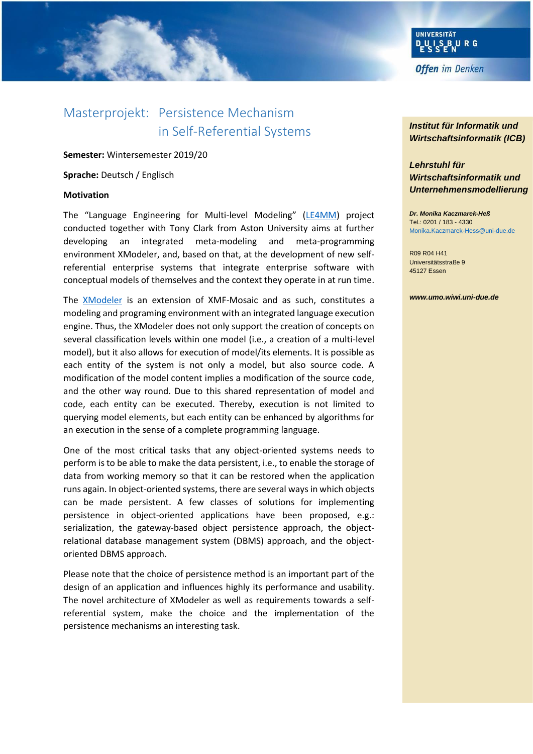UNIVERSITÄT DUISBURG ESSEN

*Offen im Denken*

# Masterprojekt: Persistence Mechanism in Self-Referential Systems

**Semester:** Wintersemester 2019/20

**Sprache:** Deutsch / Englisch

**Motivation**

The "Language Engineering for Multi-level Modeling" (LE4MM) project conducted together with Tony Clark from Aston University aims at further developing an integrated meta-modeling and meta-programming environment XModeler, and, based on that, at the development of new self-referential enterprise systems that integrate enterprise software with conceptual models of themselves and the context they operate in at run time.

The XModeler is an extension of XMF-Mosaic and as such, constitutes a modeling and programing environment with an integrated language execution engine. Thus, the XModeler does not only support the creation of concepts on several classification levels within one model (i.e., a creation of a multi-level model), but it also allows for execution of model/its elements. It is possible as each entity of the system is not only a model, but also source code. A modification of the model content implies a modification of the source code, and the other way round. Due to this shared representation of model and code, each entity can be executed. Thereby, execution is not limited to querying model elements, but each entity can be enhanced by algorithms for an execution in the sense of a complete programming language.

One of the most critical tasks that any object-oriented systems needs to perform is to be able to make the data persistent, i.e., to enable the storage of data from working memory so that it can be restored when the application runs again. In object-oriented systems, there are several ways in which objects can be made persistent. A few classes of solutions for implementing persistence in object-oriented applications have been proposed, e.g.: serialization, the gateway-based object persistence approach, the object-relational database management system (DBMS) approach, and the object-oriented DBMS approach.

Please note that the choice of persistence method is an important part of the design of an application and influences highly its performance and usability. The novel architecture of XModeler as well as requirements towards a self-referential system, make the choice and the implementation of the persistence mechanisms an interesting task.

***Institut für Informatik und Wirtschaftsinformatik (ICB)***

***Lehrstuhl für Wirtschaftsinformatik und Unternehmensmodellierung***

***Dr. Monika Kaczmarek-Heß***
Tel.: 0201 / 183 - 4330
Monika.Kaczmarek-Hess@uni-due.de

R09 R04 H41
Universitätsstraße 9
45127 Essen

***www.umo.wiwi.uni-due.de***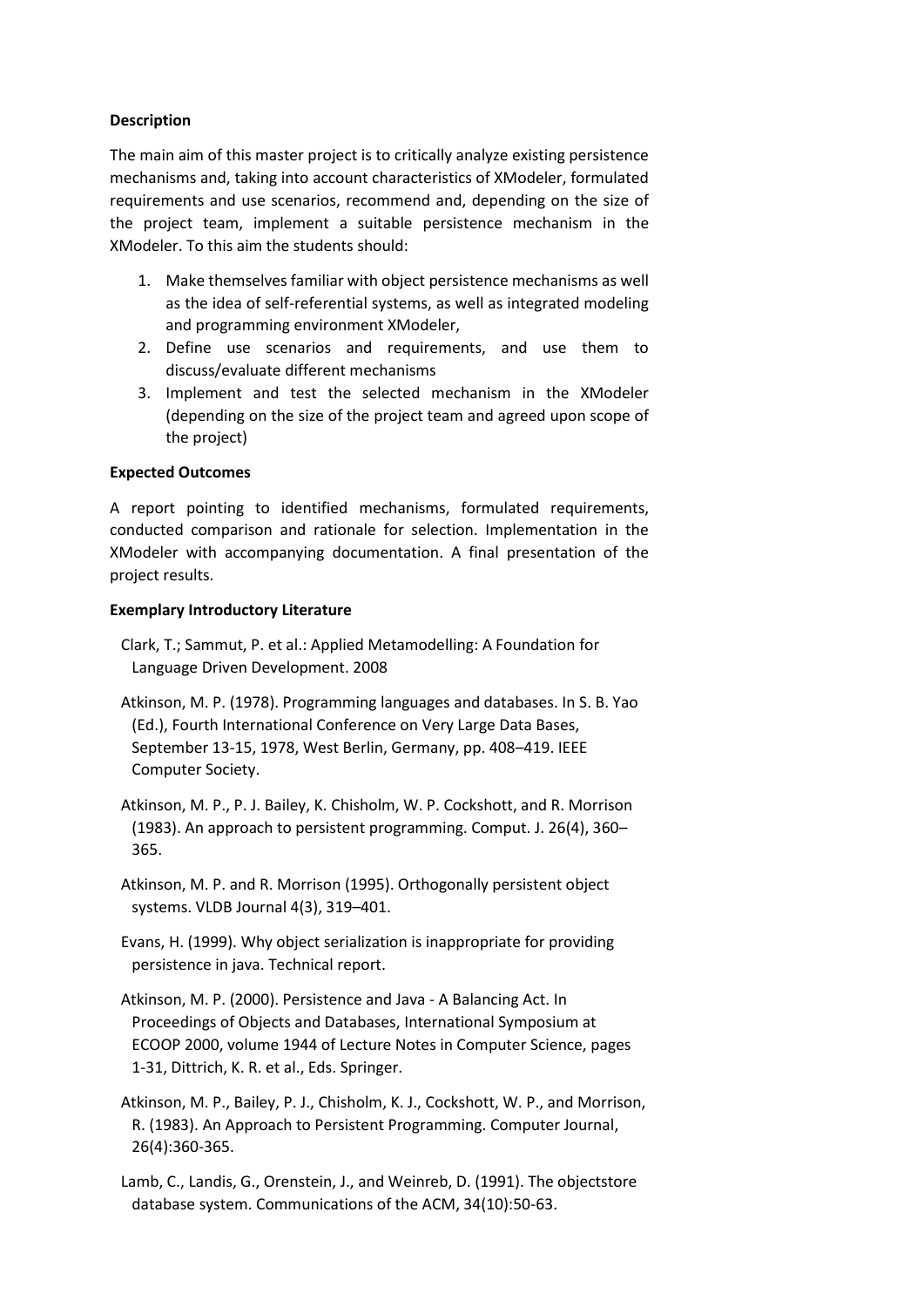**Description**

The main aim of this master project is to critically analyze existing persistence mechanisms and, taking into account characteristics of XModeler, formulated requirements and use scenarios, recommend and, depending on the size of the project team, implement a suitable persistence mechanism in the XModeler. To this aim the students should:

1. Make themselves familiar with object persistence mechanisms as well as the idea of self-referential systems, as well as integrated modeling and programming environment XModeler,
2. Define use scenarios and requirements, and use them to discuss/evaluate different mechanisms
3. Implement and test the selected mechanism in the XModeler (depending on the size of the project team and agreed upon scope of the project)

**Expected Outcomes**

A report pointing to identified mechanisms, formulated requirements, conducted comparison and rationale for selection. Implementation in the XModeler with accompanying documentation. A final presentation of the project results.

**Exemplary Introductory Literature**

Clark, T.; Sammut, P. et al.: Applied Metamodelling: A Foundation for Language Driven Development. 2008

Atkinson, M. P. (1978). Programming languages and databases. In S. B. Yao (Ed.), Fourth International Conference on Very Large Data Bases, September 13-15, 1978, West Berlin, Germany, pp. 408–419. IEEE Computer Society.

Atkinson, M. P., P. J. Bailey, K. Chisholm, W. P. Cockshott, and R. Morrison (1983). An approach to persistent programming. Comput. J. 26(4), 360–365.

Atkinson, M. P. and R. Morrison (1995). Orthogonally persistent object systems. VLDB Journal 4(3), 319–401.

Evans, H. (1999). Why object serialization is inappropriate for providing persistence in java. Technical report.

Atkinson, M. P. (2000). Persistence and Java - A Balancing Act. In Proceedings of Objects and Databases, International Symposium at ECOOP 2000, volume 1944 of Lecture Notes in Computer Science, pages 1-31, Dittrich, K. R. et al., Eds. Springer.

Atkinson, M. P., Bailey, P. J., Chisholm, K. J., Cockshott, W. P., and Morrison, R. (1983). An Approach to Persistent Programming. Computer Journal, 26(4):360-365.

Lamb, C., Landis, G., Orenstein, J., and Weinreb, D. (1991). The objectstore database system. Communications of the ACM, 34(10):50-63.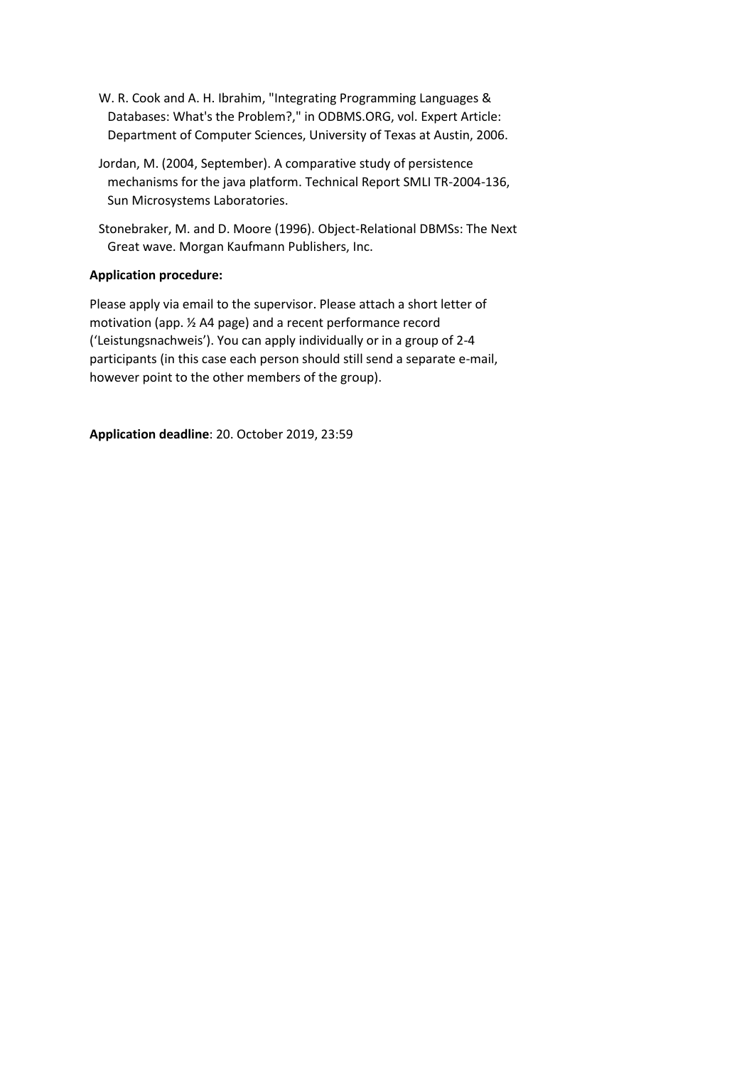W. R. Cook and A. H. Ibrahim, "Integrating Programming Languages & Databases: What's the Problem?," in ODBMS.ORG, vol. Expert Article: Department of Computer Sciences, University of Texas at Austin, 2006.

Jordan, M. (2004, September). A comparative study of persistence mechanisms for the java platform. Technical Report SMLI TR-2004-136, Sun Microsystems Laboratories.

Stonebraker, M. and D. Moore (1996). Object-Relational DBMSs: The Next Great wave. Morgan Kaufmann Publishers, Inc.

**Application procedure:**

Please apply via email to the supervisor. Please attach a short letter of motivation (app. ½ A4 page) and a recent performance record ('Leistungsnachweis'). You can apply individually or in a group of 2-4 participants (in this case each person should still send a separate e-mail, however point to the other members of the group).

**Application deadline**: 20. October 2019, 23:59